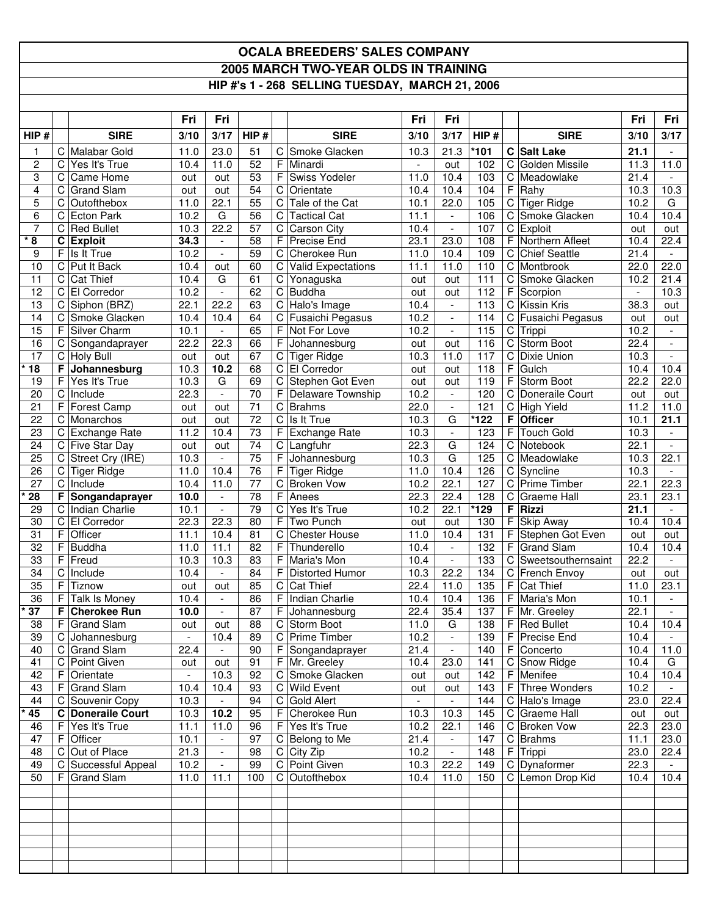# OCALA BREEDERS' SALES COMPANY

## 2005 MARCH TWO-YEAR OLDS IN TRAINING

### HIP #'s 1 - 268 SELLING TUESDAY, MARCH 21, 2006

| HIP # | | SIRE | Fri 3/10 | Fri 3/17 | HIP # | | SIRE | Fri 3/10 | Fri 3/17 | HIP # | | SIRE | Fri 3/10 | Fri 3/17 |
|---|---|---|---|---|---|---|---|---|---|---|---|---|---|---|
| 1 | C | Malabar Gold | 11.0 | 23.0 | 51 | C | Smoke Glacken | 10.3 | 21.3 | ***101** | **C** | **Salt Lake** | **21.1** | - |
| 2 | C | Yes It's True | 10.4 | 11.0 | 52 | F | Minardi | - | out | 102 | C | Golden Missile | 11.3 | 11.0 |
| 3 | C | Came Home | out | out | 53 | F | Swiss Yodeler | 11.0 | 10.4 | 103 | C | Meadowlake | 21.4 | - |
| 4 | C | Grand Slam | out | out | 54 | C | Orientate | 10.4 | 10.4 | 104 | F | Rahy | 10.3 | 10.3 |
| 5 | C | Outofthebox | 11.0 | 22.1 | 55 | C | Tale of the Cat | 10.1 | 22.0 | 105 | C | Tiger Ridge | 10.2 | G |
| 6 | C | Ecton Park | 10.2 | G | 56 | C | Tactical Cat | 11.1 | - | 106 | C | Smoke Glacken | 10.4 | 10.4 |
| 7 | C | Red Bullet | 10.3 | 22.2 | 57 | C | Carson City | 10.4 | - | 107 | C | Exploit | out | out |
| ***8** | **C** | **Exploit** | **34.3** | - | 58 | F | Precise End | 23.1 | 23.0 | 108 | F | Northern Afleet | 10.4 | 22.4 |
| 9 | F | Is It True | 10.2 | - | 59 | C | Cherokee Run | 11.0 | 10.4 | 109 | C | Chief Seattle | 21.4 | - |
| 10 | C | Put It Back | 10.4 | out | 60 | C | Valid Expectations | 11.1 | 11.0 | 110 | C | Montbrook | 22.0 | 22.0 |
| 11 | C | Cat Thief | 10.4 | G | 61 | C | Yonaguska | out | out | 111 | C | Smoke Glacken | 10.2 | 21.4 |
| 12 | C | El Corredor | 10.2 | - | 62 | C | Buddha | out | out | 112 | F | Scorpion | - | 10.3 |
| 13 | C | Siphon (BRZ) | 22.1 | 22.2 | 63 | C | Halo's Image | 10.4 | - | 113 | C | Kissin Kris | 38.3 | out |
| 14 | C | Smoke Glacken | 10.4 | 10.4 | 64 | C | Fusaichi Pegasus | 10.2 | - | 114 | C | Fusaichi Pegasus | out | out |
| 15 | F | Silver Charm | 10.1 | - | 65 | F | Not For Love | 10.2 | - | 115 | C | Trippi | 10.2 | - |
| 16 | C | Songandaprayer | 22.2 | 22.3 | 66 | F | Johannesburg | out | out | 116 | C | Storm Boot | 22.4 | - |
| 17 | C | Holy Bull | out | out | 67 | C | Tiger Ridge | 10.3 | 11.0 | 117 | C | Dixie Union | 10.3 | - |
| ***18** | **F** | **Johannesburg** | 10.3 | **10.2** | 68 | C | El Corredor | out | out | 118 | F | Gulch | 10.4 | 10.4 |
| 19 | F | Yes It's True | 10.3 | G | 69 | C | Stephen Got Even | out | out | 119 | F | Storm Boot | 22.2 | 22.0 |
| 20 | C | Include | 22.3 | - | 70 | F | Delaware Township | 10.2 | - | 120 | C | Doneraile Court | out | out |
| 21 | F | Forest Camp | out | out | 71 | C | Brahms | 22.0 | - | 121 | C | High Yield | 11.2 | 11.0 |
| 22 | C | Monarchos | out | out | 72 | C | Is It True | 10.3 | G | ***122** | **F** | **Officer** | 10.1 | **21.1** |
| 23 | C | Exchange Rate | 11.2 | 10.4 | 73 | F | Exchange Rate | 10.3 | - | 123 | F | Touch Gold | 10.3 | - |
| 24 | C | Five Star Day | out | out | 74 | C | Langfuhr | 22.3 | G | 124 | C | Notebook | 22.1 | - |
| 25 | C | Street Cry (IRE) | 10.3 | - | 75 | F | Johannesburg | 10.3 | G | 125 | C | Meadowlake | 10.3 | 22.1 |
| 26 | C | Tiger Ridge | 11.0 | 10.4 | 76 | F | Tiger Ridge | 11.0 | 10.4 | 126 | C | Syncline | 10.3 | - |
| 27 | C | Include | 10.4 | 11.0 | 77 | C | Broken Vow | 10.2 | 22.1 | 127 | C | Prime Timber | 22.1 | 22.3 |
| ***28** | **F** | **Songandaprayer** | **10.0** | - | 78 | F | Anees | 22.3 | 22.4 | 128 | C | Graeme Hall | 23.1 | 23.1 |
| 29 | C | Indian Charlie | 10.1 | - | 79 | C | Yes It's True | 10.2 | 22.1 | ***129** | **F** | **Rizzi** | **21.1** | - |
| 30 | C | El Corredor | 22.3 | 22.3 | 80 | F | Two Punch | out | out | 130 | F | Skip Away | 10.4 | 10.4 |
| 31 | F | Officer | 11.1 | 10.4 | 81 | C | Chester House | 11.0 | 10.4 | 131 | F | Stephen Got Even | out | out |
| 32 | F | Buddha | 11.0 | 11.1 | 82 | F | Thunderello | 10.4 | - | 132 | F | Grand Slam | 10.4 | 10.4 |
| 33 | F | Freud | 10.3 | 10.3 | 83 | F | Maria's Mon | 10.4 | - | 133 | C | Sweetsouthernsaint | 22.2 | - |
| 34 | C | Include | 10.4 | - | 84 | F | Distorted Humor | 10.3 | 22.2 | 134 | C | French Envoy | out | out |
| 35 | F | Tiznow | out | out | 85 | C | Cat Thief | 22.4 | 11.0 | 135 | F | Cat Thief | 11.0 | 23.1 |
| 36 | F | Talk Is Money | 10.4 | - | 86 | F | Indian Charlie | 10.4 | 10.4 | 136 | F | Maria's Mon | 10.1 | - |
| ***37** | **F** | **Cherokee Run** | **10.0** | - | 87 | F | Johannesburg | 22.4 | 35.4 | 137 | F | Mr. Greeley | 22.1 | - |
| 38 | F | Grand Slam | out | out | 88 | C | Storm Boot | 11.0 | G | 138 | F | Red Bullet | 10.4 | 10.4 |
| 39 | C | Johannesburg | - | 10.4 | 89 | C | Prime Timber | 10.2 | - | 139 | F | Precise End | 10.4 | - |
| 40 | C | Grand Slam | 22.4 | - | 90 | F | Songandaprayer | 21.4 | - | 140 | F | Concerto | 10.4 | 11.0 |
| 41 | C | Point Given | out | out | 91 | F | Mr. Greeley | 10.4 | 23.0 | 141 | C | Snow Ridge | 10.4 | G |
| 42 | F | Orientate | - | 10.3 | 92 | C | Smoke Glacken | out | out | 142 | F | Menifee | 10.4 | 10.4 |
| 43 | F | Grand Slam | 10.4 | 10.4 | 93 | C | Wild Event | out | out | 143 | F | Three Wonders | 10.2 | - |
| 44 | C | Souvenir Copy | 10.3 | - | 94 | C | Gold Alert | - | - | 144 | C | Halo's Image | 23.0 | 22.4 |
| ***45** | **C** | **Doneraile Court** | 10.3 | **10.2** | 95 | F | Cherokee Run | 10.3 | 10.3 | 145 | C | Graeme Hall | out | out |
| 46 | F | Yes It's True | 11.1 | 11.0 | 96 | F | Yes It's True | 10.2 | 22.1 | 146 | C | Broken Vow | 22.3 | 23.0 |
| 47 | F | Officer | 10.1 | - | 97 | C | Belong to Me | 21.4 | - | 147 | C | Brahms | 11.1 | 23.0 |
| 48 | C | Out of Place | 21.3 | - | 98 | C | City Zip | 10.2 | - | 148 | F | Trippi | 23.0 | 22.4 |
| 49 | C | Successful Appeal | 10.2 | - | 99 | C | Point Given | 10.3 | 22.2 | 149 | C | Dynaformer | 22.3 | - |
| 50 | F | Grand Slam | 11.0 | 11.1 | 100 | C | Outofthebox | 10.4 | 11.0 | 150 | C | Lemon Drop Kid | 10.4 | 10.4 |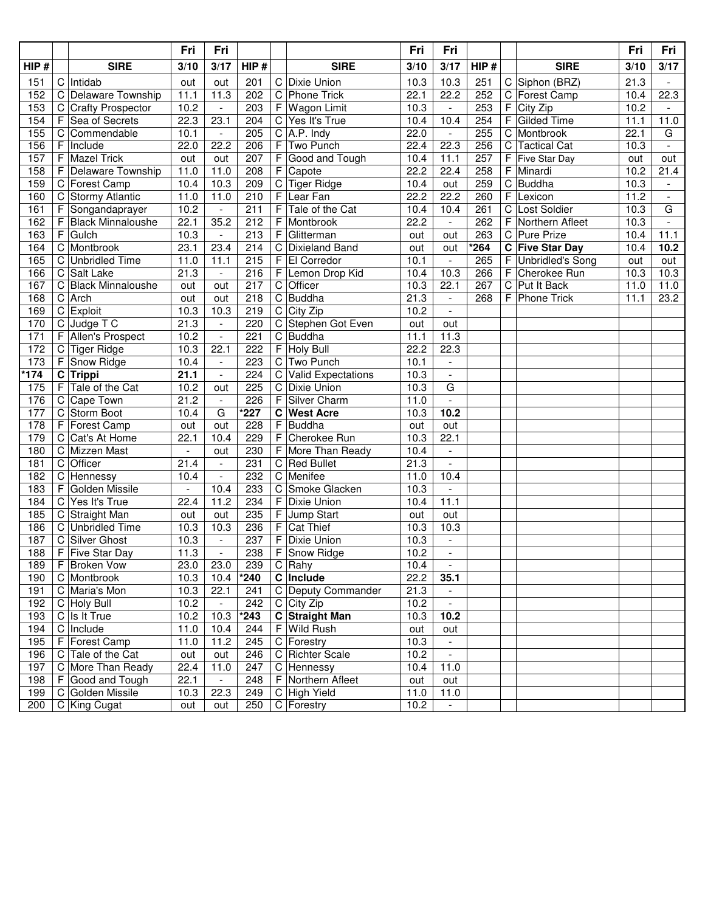| | | | Fri | Fri | | | | Fri | Fri | | | | Fri | Fri |
|---|---|---|---|---|---|---|---|---|---|---|---|---|---|---|
| HIP # | | SIRE | 3/10 | 3/17 | HIP # | | SIRE | 3/10 | 3/17 | HIP # | | SIRE | 3/10 | 3/17 |
| 151 | C | Intidab | out | out | 201 | C | Dixie Union | 10.3 | 10.3 | 251 | C | Siphon (BRZ) | 21.3 | - |
| 152 | C | Delaware Township | 11.1 | 11.3 | 202 | C | Phone Trick | 22.1 | 22.2 | 252 | C | Forest Camp | 10.4 | 22.3 |
| 153 | C | Crafty Prospector | 10.2 | - | 203 | F | Wagon Limit | 10.3 | - | 253 | F | City Zip | 10.2 | - |
| 154 | F | Sea of Secrets | 22.3 | 23.1 | 204 | C | Yes It's True | 10.4 | 10.4 | 254 | F | Gilded Time | 11.1 | 11.0 |
| 155 | C | Commendable | 10.1 | - | 205 | C | A.P. Indy | 22.0 | - | 255 | C | Montbrook | 22.1 | G |
| 156 | F | Include | 22.0 | 22.2 | 206 | F | Two Punch | 22.4 | 22.3 | 256 | C | Tactical Cat | 10.3 | - |
| 157 | F | Mazel Trick | out | out | 207 | F | Good and Tough | 10.4 | 11.1 | 257 | F | Five Star Day | out | out |
| 158 | F | Delaware Township | 11.0 | 11.0 | 208 | F | Capote | 22.2 | 22.4 | 258 | F | Minardi | 10.2 | 21.4 |
| 159 | C | Forest Camp | 10.4 | 10.3 | 209 | C | Tiger Ridge | 10.4 | out | 259 | C | Buddha | 10.3 | - |
| 160 | C | Stormy Atlantic | 11.0 | 11.0 | 210 | F | Lear Fan | 22.2 | 22.2 | 260 | F | Lexicon | 11.2 | - |
| 161 | F | Songandaprayer | 10.2 | - | 211 | F | Tale of the Cat | 10.4 | 10.4 | 261 | C | Lost Soldier | 10.3 | G |
| 162 | F | Black Minnaloushe | 22.1 | 35.2 | 212 | F | Montbrook | 22.2 | - | 262 | F | Northern Afleet | 10.3 | - |
| 163 | F | Gulch | 10.3 | - | 213 | F | Glitterman | out | out | 263 | C | Pure Prize | 10.4 | 11.1 |
| 164 | C | Montbrook | 23.1 | 23.4 | 214 | C | Dixieland Band | out | out | **\*264** | **C** | **Five Star Day** | 10.4 | **10.2** |
| 165 | C | Unbridled Time | 11.0 | 11.1 | 215 | F | El Corredor | 10.1 | - | 265 | F | Unbridled's Song | out | out |
| 166 | C | Salt Lake | 21.3 | - | 216 | F | Lemon Drop Kid | 10.4 | 10.3 | 266 | F | Cherokee Run | 10.3 | 10.3 |
| 167 | C | Black Minnaloushe | out | out | 217 | C | Officer | 10.3 | 22.1 | 267 | C | Put It Back | 11.0 | 11.0 |
| 168 | C | Arch | out | out | 218 | C | Buddha | 21.3 | - | 268 | F | Phone Trick | 11.1 | 23.2 |
| 169 | C | Exploit | 10.3 | 10.3 | 219 | C | City Zip | 10.2 | - | | | | | |
| 170 | C | Judge T C | 21.3 | - | 220 | C | Stephen Got Even | out | out | | | | | |
| 171 | F | Allen's Prospect | 10.2 | - | 221 | C | Buddha | 11.1 | 11.3 | | | | | |
| 172 | C | Tiger Ridge | 10.3 | 22.1 | 222 | F | Holy Bull | 22.2 | 22.3 | | | | | |
| 173 | F | Snow Ridge | 10.4 | - | 223 | C | Two Punch | 10.1 | - | | | | | |
| **\*174** | **C** | **Trippi** | **21.1** | - | 224 | C | Valid Expectations | 10.3 | - | | | | | |
| 175 | F | Tale of the Cat | 10.2 | out | 225 | C | Dixie Union | 10.3 | G | | | | | |
| 176 | C | Cape Town | 21.2 | - | 226 | F | Silver Charm | 11.0 | - | | | | | |
| 177 | C | Storm Boot | 10.4 | G | **\*227** | **C** | **West Acre** | 10.3 | **10.2** | | | | | |
| 178 | F | Forest Camp | out | out | 228 | F | Buddha | out | out | | | | | |
| 179 | C | Cat's At Home | 22.1 | 10.4 | 229 | F | Cherokee Run | 10.3 | 22.1 | | | | | |
| 180 | C | Mizzen Mast | - | out | 230 | F | More Than Ready | 10.4 | - | | | | | |
| 181 | C | Officer | 21.4 | - | 231 | C | Red Bullet | 21.3 | - | | | | | |
| 182 | C | Hennessy | 10.4 | - | 232 | C | Menifee | 11.0 | 10.4 | | | | | |
| 183 | F | Golden Missile | - | 10.4 | 233 | C | Smoke Glacken | 10.3 | - | | | | | |
| 184 | C | Yes It's True | 22.4 | 11.2 | 234 | F | Dixie Union | 10.4 | 11.1 | | | | | |
| 185 | C | Straight Man | out | out | 235 | F | Jump Start | out | out | | | | | |
| 186 | C | Unbridled Time | 10.3 | 10.3 | 236 | F | Cat Thief | 10.3 | 10.3 | | | | | |
| 187 | C | Silver Ghost | 10.3 | - | 237 | F | Dixie Union | 10.3 | - | | | | | |
| 188 | F | Five Star Day | 11.3 | - | 238 | F | Snow Ridge | 10.2 | - | | | | | |
| 189 | F | Broken Vow | 23.0 | 23.0 | 239 | C | Rahy | 10.4 | - | | | | | |
| 190 | C | Montbrook | 10.3 | 10.4 | **\*240** | **C** | **Include** | 22.2 | **35.1** | | | | | |
| 191 | C | Maria's Mon | 10.3 | 22.1 | 241 | C | Deputy Commander | 21.3 | - | | | | | |
| 192 | C | Holy Bull | 10.2 | - | 242 | C | City Zip | 10.2 | - | | | | | |
| 193 | C | Is It True | 10.2 | 10.3 | **\*243** | **C** | **Straight Man** | 10.3 | **10.2** | | | | | |
| 194 | C | Include | 11.0 | 10.4 | 244 | F | Wild Rush | out | out | | | | | |
| 195 | F | Forest Camp | 11.0 | 11.2 | 245 | C | Forestry | 10.3 | - | | | | | |
| 196 | C | Tale of the Cat | out | out | 246 | C | Richter Scale | 10.2 | - | | | | | |
| 197 | C | More Than Ready | 22.4 | 11.0 | 247 | C | Hennessy | 10.4 | 11.0 | | | | | |
| 198 | F | Good and Tough | 22.1 | - | 248 | F | Northern Afleet | out | out | | | | | |
| 199 | C | Golden Missile | 10.3 | 22.3 | 249 | C | High Yield | 11.0 | 11.0 | | | | | |
| 200 | C | King Cugat | out | out | 250 | C | Forestry | 10.2 | - | | | | | |